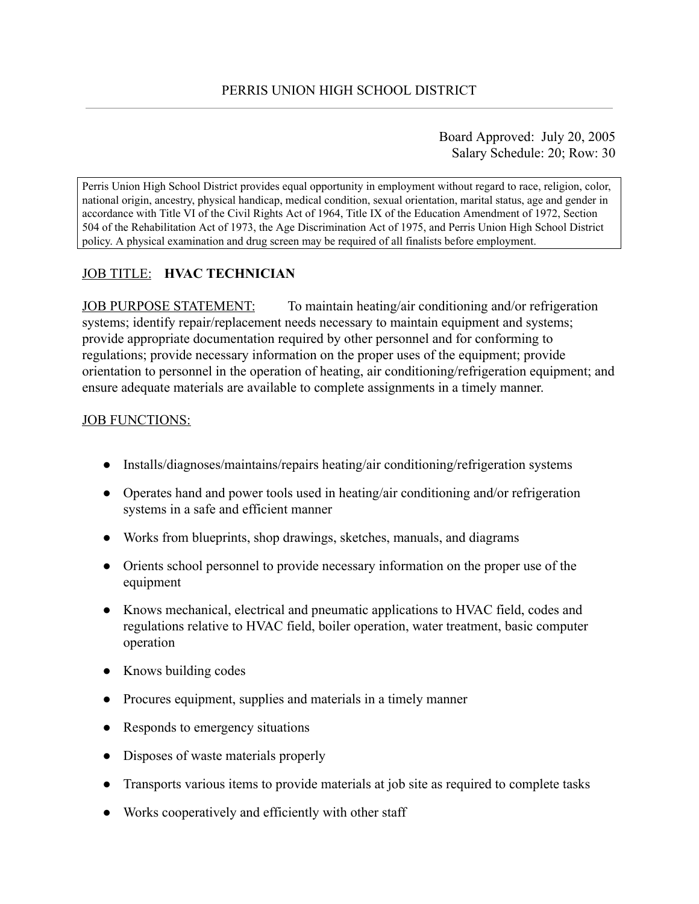# PERRIS UNION HIGH SCHOOL DISTRICT

Board Approved: July 20, 2005
Salary Schedule: 20; Row: 30

Perris Union High School District provides equal opportunity in employment without regard to race, religion, color, national origin, ancestry, physical handicap, medical condition, sexual orientation, marital status, age and gender in accordance with Title VI of the Civil Rights Act of 1964, Title IX of the Education Amendment of 1972, Section 504 of the Rehabilitation Act of 1973, the Age Discrimination Act of 1975, and Perris Union High School District policy. A physical examination and drug screen may be required of all finalists before employment.

JOB TITLE: **HVAC TECHNICIAN**

JOB PURPOSE STATEMENT: To maintain heating/air conditioning and/or refrigeration systems; identify repair/replacement needs necessary to maintain equipment and systems; provide appropriate documentation required by other personnel and for conforming to regulations; provide necessary information on the proper uses of the equipment; provide orientation to personnel in the operation of heating, air conditioning/refrigeration equipment; and ensure adequate materials are available to complete assignments in a timely manner.

JOB FUNCTIONS:

- Installs/diagnoses/maintains/repairs heating/air conditioning/refrigeration systems
- Operates hand and power tools used in heating/air conditioning and/or refrigeration systems in a safe and efficient manner
- Works from blueprints, shop drawings, sketches, manuals, and diagrams
- Orients school personnel to provide necessary information on the proper use of the equipment
- Knows mechanical, electrical and pneumatic applications to HVAC field, codes and regulations relative to HVAC field, boiler operation, water treatment, basic computer operation
- Knows building codes
- Procures equipment, supplies and materials in a timely manner
- Responds to emergency situations
- Disposes of waste materials properly
- Transports various items to provide materials at job site as required to complete tasks
- Works cooperatively and efficiently with other staff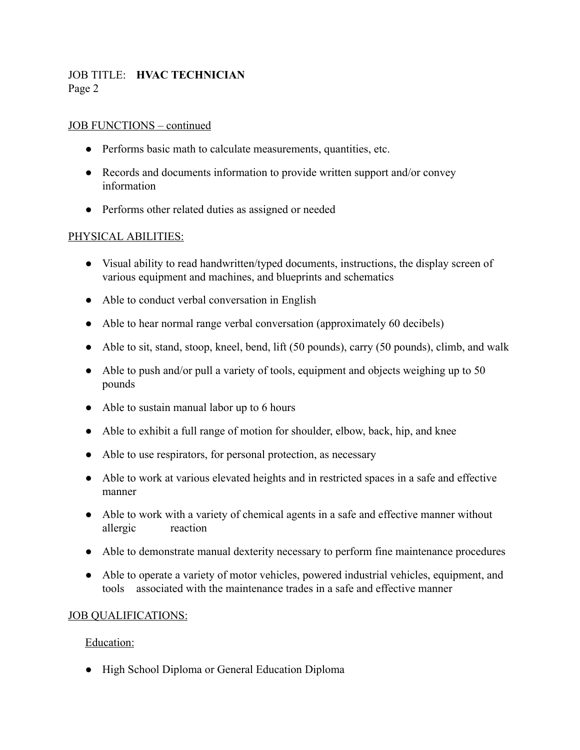JOB FUNCTIONS – continued

- Performs basic math to calculate measurements, quantities, etc.
- Records and documents information to provide written support and/or convey information
- Performs other related duties as assigned or needed

PHYSICAL ABILITIES:

- Visual ability to read handwritten/typed documents, instructions, the display screen of various equipment and machines, and blueprints and schematics
- Able to conduct verbal conversation in English
- Able to hear normal range verbal conversation (approximately 60 decibels)
- Able to sit, stand, stoop, kneel, bend, lift (50 pounds), carry (50 pounds), climb, and walk
- Able to push and/or pull a variety of tools, equipment and objects weighing up to 50 pounds
- Able to sustain manual labor up to 6 hours
- Able to exhibit a full range of motion for shoulder, elbow, back, hip, and knee
- Able to use respirators, for personal protection, as necessary
- Able to work at various elevated heights and in restricted spaces in a safe and effective manner
- Able to work with a variety of chemical agents in a safe and effective manner without allergic reaction
- Able to demonstrate manual dexterity necessary to perform fine maintenance procedures
- Able to operate a variety of motor vehicles, powered industrial vehicles, equipment, and tools associated with the maintenance trades in a safe and effective manner

JOB QUALIFICATIONS:

Education:

- High School Diploma or General Education Diploma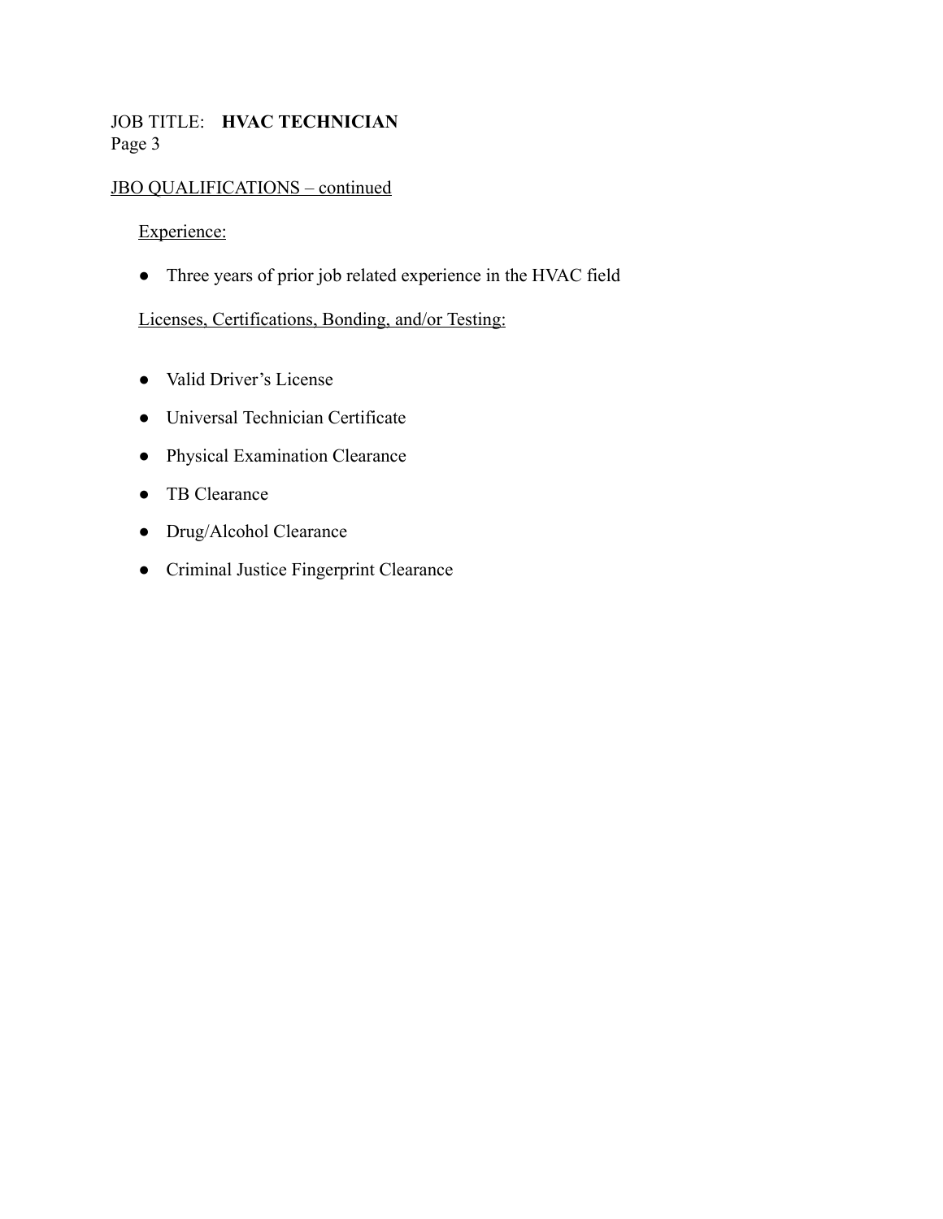JOB TITLE: **HVAC TECHNICIAN**

JBO QUALIFICATIONS – continued

Experience:

- Three years of prior job related experience in the HVAC field

Licenses, Certifications, Bonding, and/or Testing:

- Valid Driver's License
- Universal Technician Certificate
- Physical Examination Clearance
- TB Clearance
- Drug/Alcohol Clearance
- Criminal Justice Fingerprint Clearance